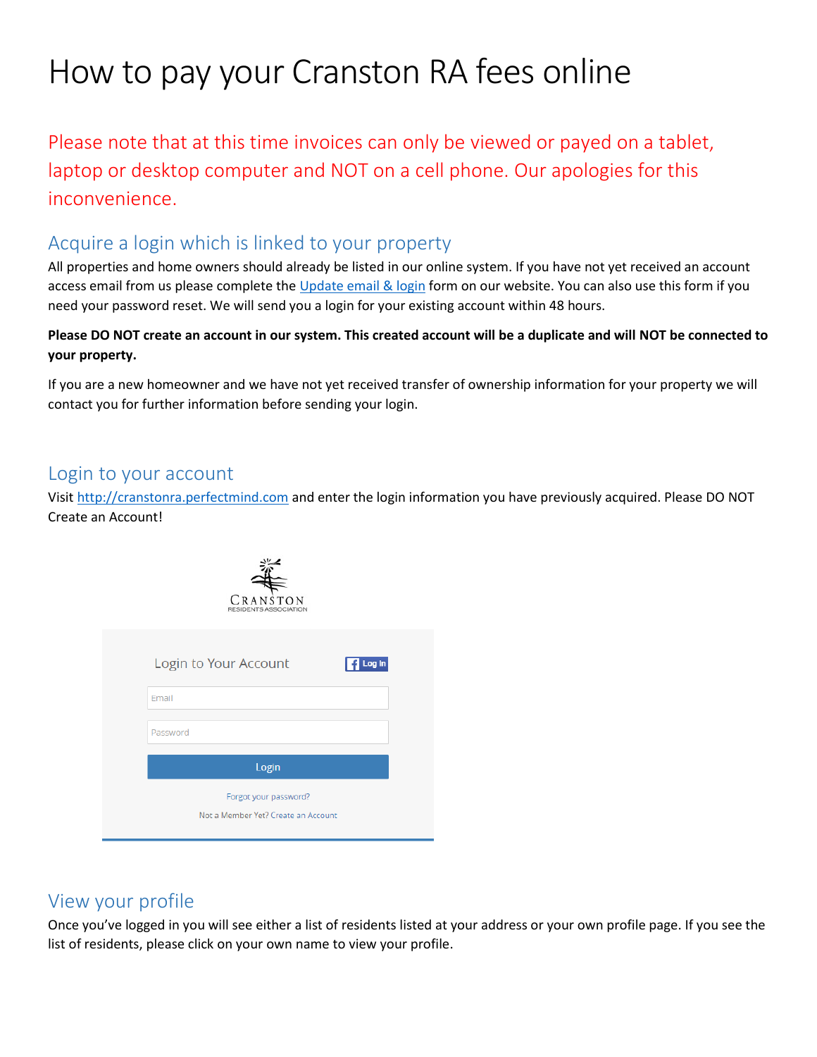# How to pay your Cranston RA fees online

Please note that at this time invoices can only be viewed or payed on a tablet, laptop or desktop computer and NOT on a cell phone. Our apologies for this inconvenience.

## Acquire a login which is linked to your property

All properties and home owners should already be listed in our online system. If you have not yet received an account access email from us please complete the Update email & login form on our website. You can also use this form if you need your password reset. We will send you a login for your existing account within 48 hours.

**Please DO NOT create an account in our system. This created account will be a duplicate and will NOT be connected to your property.**

If you are a new homeowner and we have not yet received transfer of ownership information for your property we will contact you for further information before sending your login.

## Login to your account

Visit http://cranstonra.perfectmind.com and enter the login information you have previously acquired. Please DO NOT Create an Account!

CRANSTON
RESIDENTS ASSOCIATION

Login to Your Account

Log In

Email

Password

Login

Forgot your password?

Not a Member Yet? Create an Account

## View your profile

Once you've logged in you will see either a list of residents listed at your address or your own profile page. If you see the list of residents, please click on your own name to view your profile.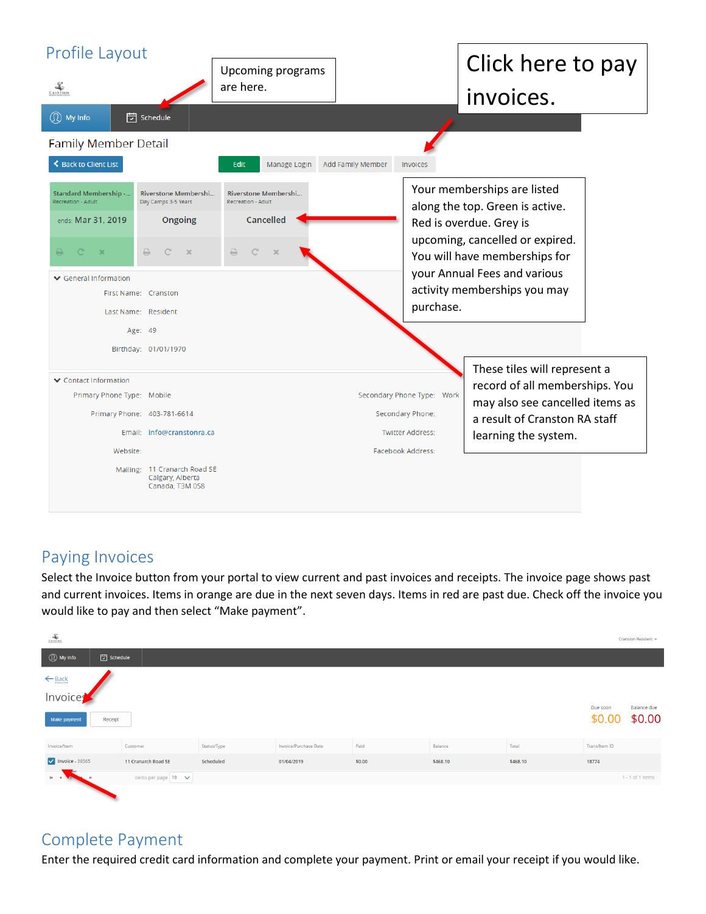## Profile Layout

Upcoming programs are here.

Click here to pay invoices.

My Info | Schedule

Family Member Detail

Back to Client List | Edit | Manage Login | Add Family Member | Invoices

Standard Membership -... Recreation - Adult — ends: Mar 31, 2019

Riverstone Membershi... Day Camps 3-5 Years — Ongoing

Riverstone Membershi... Recreation - Adult — Cancelled

Your memberships are listed along the top. Green is active. Red is overdue. Grey is upcoming, cancelled or expired. You will have memberships for your Annual Fees and various activity memberships you may purchase.

General Information

First Name: Cranston

Last Name: Resident

Age: 49

Birthday: 01/01/1970

These tiles will represent a record of all memberships. You may also see cancelled items as a result of Cranston RA staff learning the system.

Contact Information

Primary Phone Type: Mobile

Primary Phone: 403-781-6614

Email: info@cranstonra.ca

Website:

Mailing: 11 Cranarch Road SE Calgary, Alberta Canada, T3M 0S8

Secondary Phone Type: Work

Secondary Phone:

Twitter Address:

Facebook Address:

## Paying Invoices

Select the Invoice button from your portal to view current and past invoices and receipts. The invoice page shows past and current invoices. Items in orange are due in the next seven days. Items in red are past due. Check off the invoice you would like to pay and then select "Make payment".

My Info | Schedule

Back

Invoices

Make payment | Receipt

Due soon $0.00 | Balance due $0.00

| Invoice/Item | Customer | Status/Type | Invoice/Purchase Date | Paid | Balance | Total | Trans/Item ID |
|---|---|---|---|---|---|---|---|
| Invoice - 38565 | 11 Cranarch Road SE | Scheduled | 01/04/2019 | $0.00 | $468.10 | $468.10 | 18774 |

Items per page 10 — 1 - 1 of 1 items

## Complete Payment

Enter the required credit card information and complete your payment. Print or email your receipt if you would like.